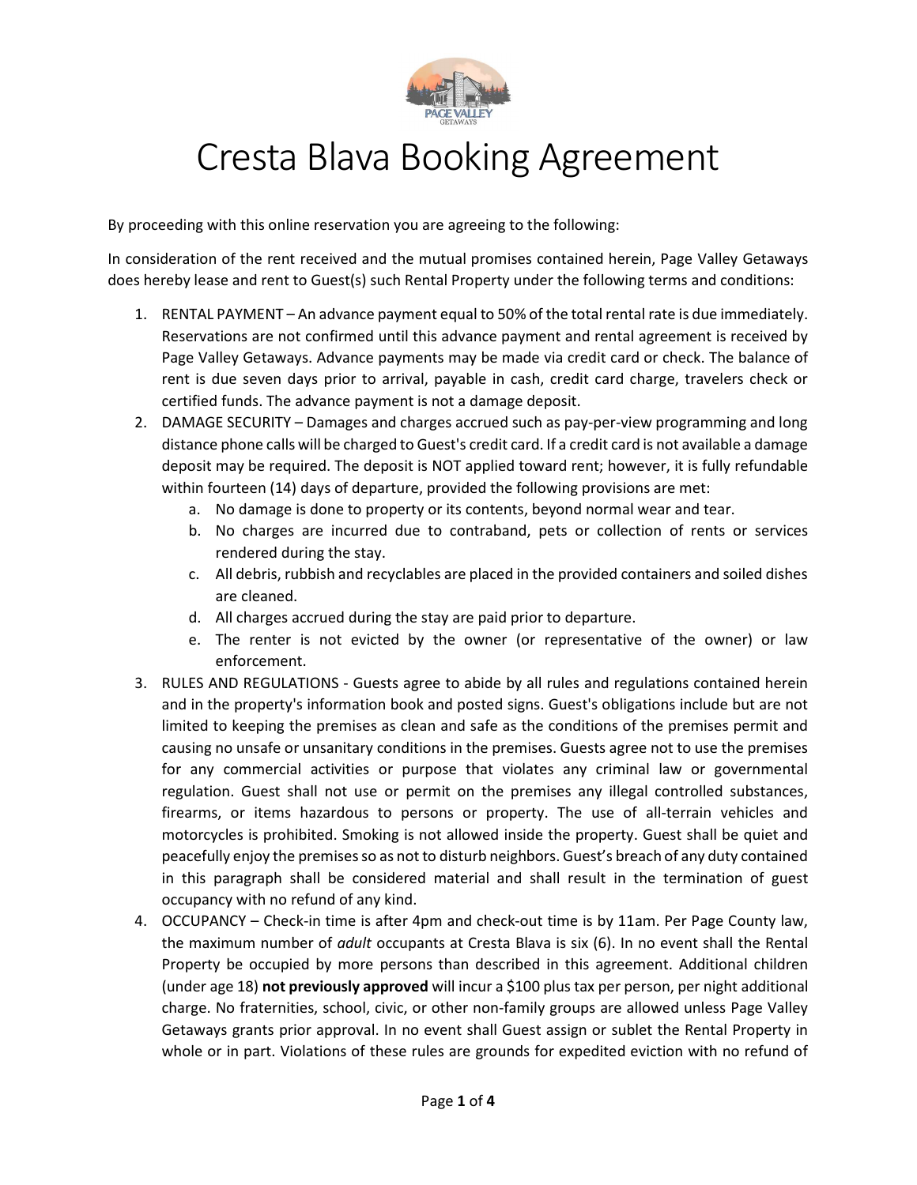# Cresta Blava Booking Agreement

By proceeding with this online reservation you are agreeing to the following:

In consideration of the rent received and the mutual promises contained herein, Page Valley Getaways does hereby lease and rent to Guest(s) such Rental Property under the following terms and conditions:

1. RENTAL PAYMENT – An advance payment equal to 50% of the total rental rate is due immediately. Reservations are not confirmed until this advance payment and rental agreement is received by Page Valley Getaways. Advance payments may be made via credit card or check. The balance of rent is due seven days prior to arrival, payable in cash, credit card charge, travelers check or certified funds. The advance payment is not a damage deposit.
2. DAMAGE SECURITY – Damages and charges accrued such as pay-per-view programming and long distance phone calls will be charged to Guest's credit card. If a credit card is not available a damage deposit may be required. The deposit is NOT applied toward rent; however, it is fully refundable within fourteen (14) days of departure, provided the following provisions are met:
   a. No damage is done to property or its contents, beyond normal wear and tear.
   b. No charges are incurred due to contraband, pets or collection of rents or services rendered during the stay.
   c. All debris, rubbish and recyclables are placed in the provided containers and soiled dishes are cleaned.
   d. All charges accrued during the stay are paid prior to departure.
   e. The renter is not evicted by the owner (or representative of the owner) or law enforcement.
3. RULES AND REGULATIONS - Guests agree to abide by all rules and regulations contained herein and in the property's information book and posted signs. Guest's obligations include but are not limited to keeping the premises as clean and safe as the conditions of the premises permit and causing no unsafe or unsanitary conditions in the premises. Guests agree not to use the premises for any commercial activities or purpose that violates any criminal law or governmental regulation. Guest shall not use or permit on the premises any illegal controlled substances, firearms, or items hazardous to persons or property. The use of all-terrain vehicles and motorcycles is prohibited. Smoking is not allowed inside the property. Guest shall be quiet and peacefully enjoy the premises so as not to disturb neighbors. Guest's breach of any duty contained in this paragraph shall be considered material and shall result in the termination of guest occupancy with no refund of any kind.
4. OCCUPANCY – Check-in time is after 4pm and check-out time is by 11am. Per Page County law, the maximum number of *adult* occupants at Cresta Blava is six (6). In no event shall the Rental Property be occupied by more persons than described in this agreement. Additional children (under age 18) **not previously approved** will incur a $100 plus tax per person, per night additional charge. No fraternities, school, civic, or other non-family groups are allowed unless Page Valley Getaways grants prior approval. In no event shall Guest assign or sublet the Rental Property in whole or in part. Violations of these rules are grounds for expedited eviction with no refund of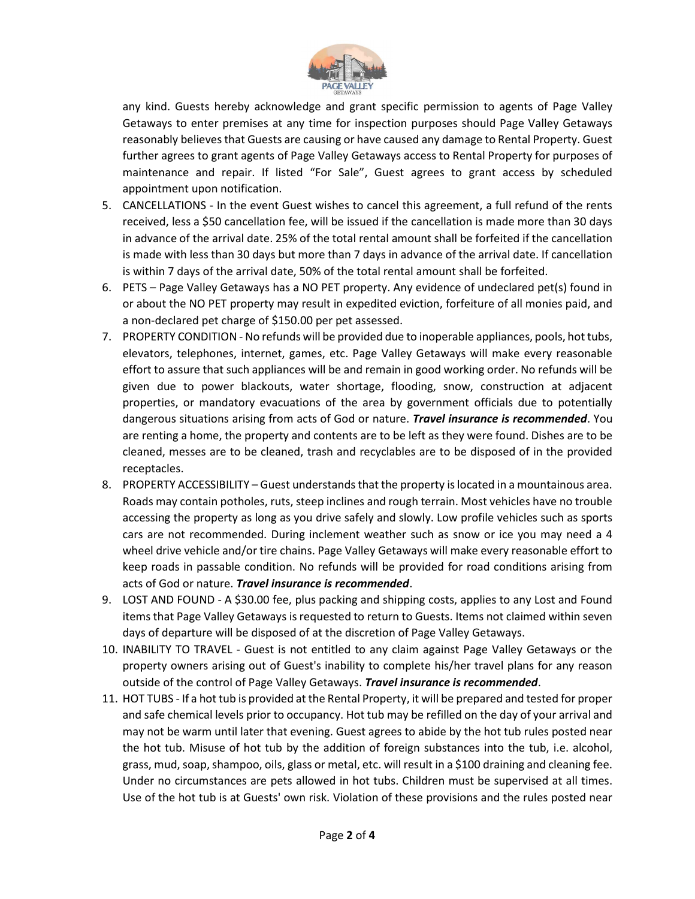any kind. Guests hereby acknowledge and grant specific permission to agents of Page Valley Getaways to enter premises at any time for inspection purposes should Page Valley Getaways reasonably believes that Guests are causing or have caused any damage to Rental Property. Guest further agrees to grant agents of Page Valley Getaways access to Rental Property for purposes of maintenance and repair. If listed "For Sale", Guest agrees to grant access by scheduled appointment upon notification.

5. CANCELLATIONS - In the event Guest wishes to cancel this agreement, a full refund of the rents received, less a $50 cancellation fee, will be issued if the cancellation is made more than 30 days in advance of the arrival date. 25% of the total rental amount shall be forfeited if the cancellation is made with less than 30 days but more than 7 days in advance of the arrival date. If cancellation is within 7 days of the arrival date, 50% of the total rental amount shall be forfeited.
6. PETS – Page Valley Getaways has a NO PET property. Any evidence of undeclared pet(s) found in or about the NO PET property may result in expedited eviction, forfeiture of all monies paid, and a non-declared pet charge of $150.00 per pet assessed.
7. PROPERTY CONDITION - No refunds will be provided due to inoperable appliances, pools, hot tubs, elevators, telephones, internet, games, etc. Page Valley Getaways will make every reasonable effort to assure that such appliances will be and remain in good working order. No refunds will be given due to power blackouts, water shortage, flooding, snow, construction at adjacent properties, or mandatory evacuations of the area by government officials due to potentially dangerous situations arising from acts of God or nature. ***Travel insurance is recommended***. You are renting a home, the property and contents are to be left as they were found. Dishes are to be cleaned, messes are to be cleaned, trash and recyclables are to be disposed of in the provided receptacles.
8. PROPERTY ACCESSIBILITY – Guest understands that the property is located in a mountainous area. Roads may contain potholes, ruts, steep inclines and rough terrain. Most vehicles have no trouble accessing the property as long as you drive safely and slowly. Low profile vehicles such as sports cars are not recommended. During inclement weather such as snow or ice you may need a 4 wheel drive vehicle and/or tire chains. Page Valley Getaways will make every reasonable effort to keep roads in passable condition. No refunds will be provided for road conditions arising from acts of God or nature. ***Travel insurance is recommended***.
9. LOST AND FOUND - A $30.00 fee, plus packing and shipping costs, applies to any Lost and Found items that Page Valley Getaways is requested to return to Guests. Items not claimed within seven days of departure will be disposed of at the discretion of Page Valley Getaways.
10. INABILITY TO TRAVEL - Guest is not entitled to any claim against Page Valley Getaways or the property owners arising out of Guest's inability to complete his/her travel plans for any reason outside of the control of Page Valley Getaways. ***Travel insurance is recommended***.
11. HOT TUBS - If a hot tub is provided at the Rental Property, it will be prepared and tested for proper and safe chemical levels prior to occupancy. Hot tub may be refilled on the day of your arrival and may not be warm until later that evening. Guest agrees to abide by the hot tub rules posted near the hot tub. Misuse of hot tub by the addition of foreign substances into the tub, i.e. alcohol, grass, mud, soap, shampoo, oils, glass or metal, etc. will result in a $100 draining and cleaning fee. Under no circumstances are pets allowed in hot tubs. Children must be supervised at all times. Use of the hot tub is at Guests' own risk. Violation of these provisions and the rules posted near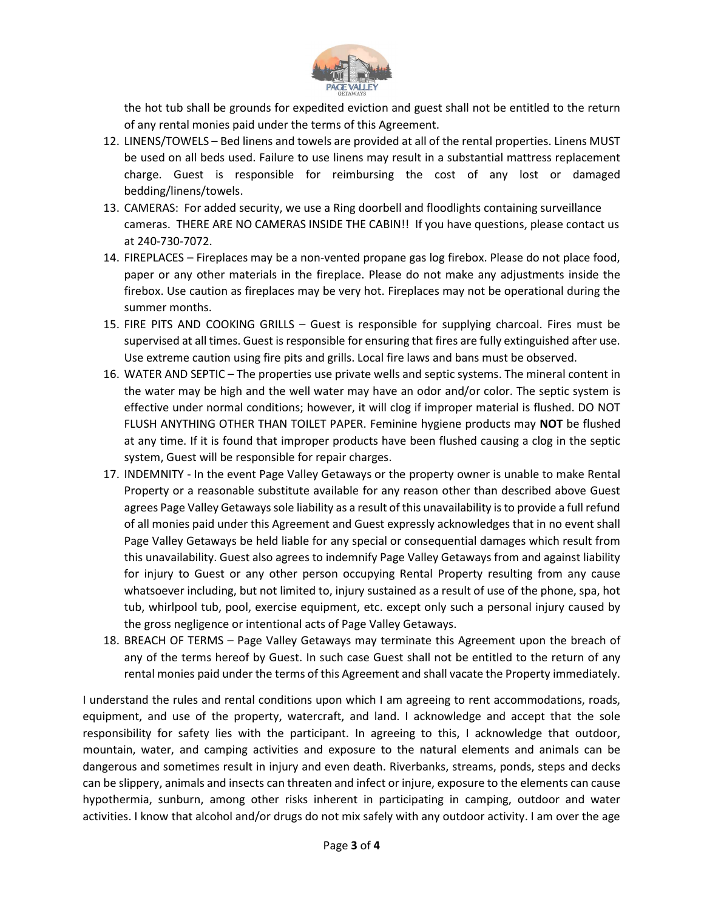the hot tub shall be grounds for expedited eviction and guest shall not be entitled to the return of any rental monies paid under the terms of this Agreement.

12. LINENS/TOWELS – Bed linens and towels are provided at all of the rental properties. Linens MUST be used on all beds used. Failure to use linens may result in a substantial mattress replacement charge. Guest is responsible for reimbursing the cost of any lost or damaged bedding/linens/towels.
13. CAMERAS: For added security, we use a Ring doorbell and floodlights containing surveillance cameras. THERE ARE NO CAMERAS INSIDE THE CABIN!! If you have questions, please contact us at 240-730-7072.
14. FIREPLACES – Fireplaces may be a non-vented propane gas log firebox. Please do not place food, paper or any other materials in the fireplace. Please do not make any adjustments inside the firebox. Use caution as fireplaces may be very hot. Fireplaces may not be operational during the summer months.
15. FIRE PITS AND COOKING GRILLS – Guest is responsible for supplying charcoal. Fires must be supervised at all times. Guest is responsible for ensuring that fires are fully extinguished after use. Use extreme caution using fire pits and grills. Local fire laws and bans must be observed.
16. WATER AND SEPTIC – The properties use private wells and septic systems. The mineral content in the water may be high and the well water may have an odor and/or color. The septic system is effective under normal conditions; however, it will clog if improper material is flushed. DO NOT FLUSH ANYTHING OTHER THAN TOILET PAPER. Feminine hygiene products may **NOT** be flushed at any time. If it is found that improper products have been flushed causing a clog in the septic system, Guest will be responsible for repair charges.
17. INDEMNITY - In the event Page Valley Getaways or the property owner is unable to make Rental Property or a reasonable substitute available for any reason other than described above Guest agrees Page Valley Getaways sole liability as a result of this unavailability is to provide a full refund of all monies paid under this Agreement and Guest expressly acknowledges that in no event shall Page Valley Getaways be held liable for any special or consequential damages which result from this unavailability. Guest also agrees to indemnify Page Valley Getaways from and against liability for injury to Guest or any other person occupying Rental Property resulting from any cause whatsoever including, but not limited to, injury sustained as a result of use of the phone, spa, hot tub, whirlpool tub, pool, exercise equipment, etc. except only such a personal injury caused by the gross negligence or intentional acts of Page Valley Getaways.
18. BREACH OF TERMS – Page Valley Getaways may terminate this Agreement upon the breach of any of the terms hereof by Guest. In such case Guest shall not be entitled to the return of any rental monies paid under the terms of this Agreement and shall vacate the Property immediately.

I understand the rules and rental conditions upon which I am agreeing to rent accommodations, roads, equipment, and use of the property, watercraft, and land. I acknowledge and accept that the sole responsibility for safety lies with the participant. In agreeing to this, I acknowledge that outdoor, mountain, water, and camping activities and exposure to the natural elements and animals can be dangerous and sometimes result in injury and even death. Riverbanks, streams, ponds, steps and decks can be slippery, animals and insects can threaten and infect or injure, exposure to the elements can cause hypothermia, sunburn, among other risks inherent in participating in camping, outdoor and water activities. I know that alcohol and/or drugs do not mix safely with any outdoor activity. I am over the age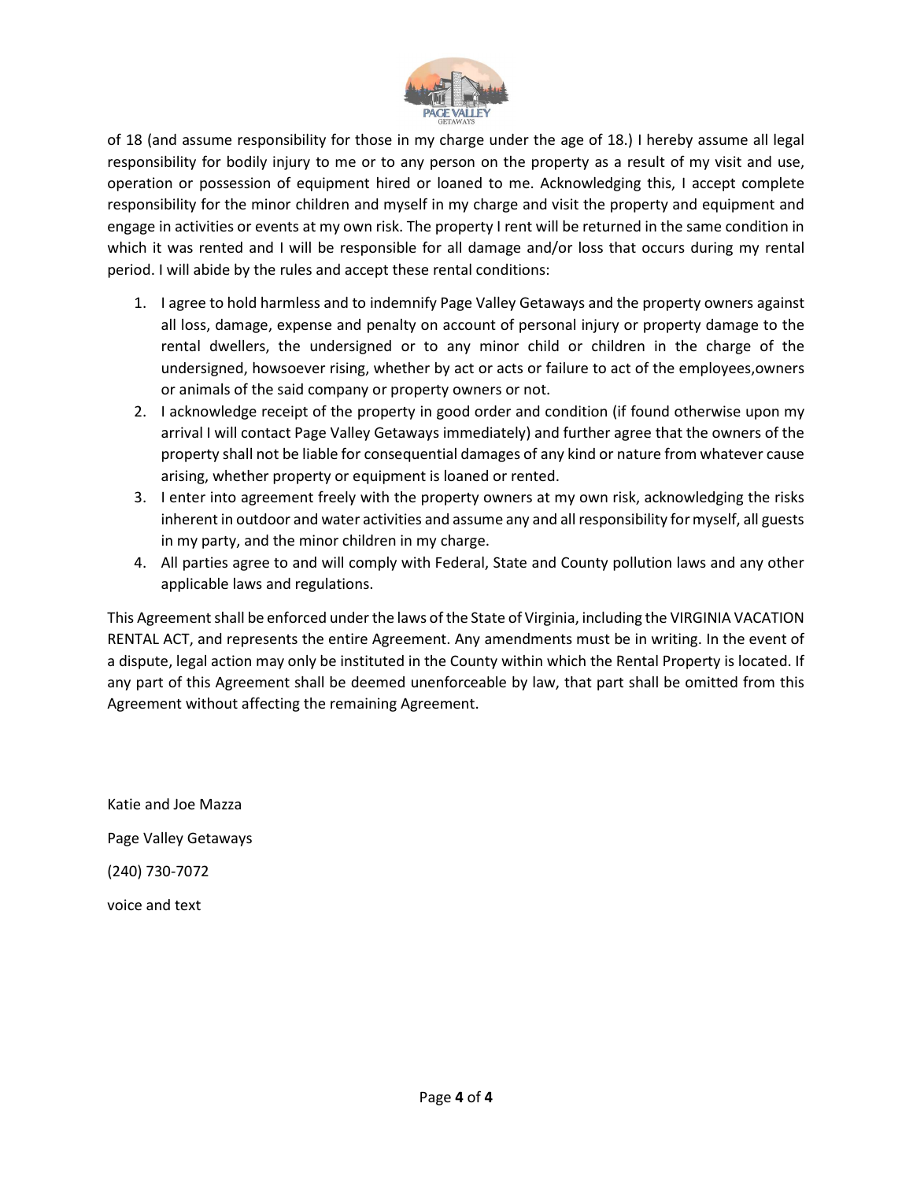of 18 (and assume responsibility for those in my charge under the age of 18.) I hereby assume all legal responsibility for bodily injury to me or to any person on the property as a result of my visit and use, operation or possession of equipment hired or loaned to me. Acknowledging this, I accept complete responsibility for the minor children and myself in my charge and visit the property and equipment and engage in activities or events at my own risk. The property I rent will be returned in the same condition in which it was rented and I will be responsible for all damage and/or loss that occurs during my rental period. I will abide by the rules and accept these rental conditions:

1. I agree to hold harmless and to indemnify Page Valley Getaways and the property owners against all loss, damage, expense and penalty on account of personal injury or property damage to the rental dwellers, the undersigned or to any minor child or children in the charge of the undersigned, howsoever rising, whether by act or acts or failure to act of the employees,owners or animals of the said company or property owners or not.
2. I acknowledge receipt of the property in good order and condition (if found otherwise upon my arrival I will contact Page Valley Getaways immediately) and further agree that the owners of the property shall not be liable for consequential damages of any kind or nature from whatever cause arising, whether property or equipment is loaned or rented.
3. I enter into agreement freely with the property owners at my own risk, acknowledging the risks inherent in outdoor and water activities and assume any and all responsibility for myself, all guests in my party, and the minor children in my charge.
4. All parties agree to and will comply with Federal, State and County pollution laws and any other applicable laws and regulations.

This Agreement shall be enforced under the laws of the State of Virginia, including the VIRGINIA VACATION RENTAL ACT, and represents the entire Agreement. Any amendments must be in writing. In the event of a dispute, legal action may only be instituted in the County within which the Rental Property is located. If any part of this Agreement shall be deemed unenforceable by law, that part shall be omitted from this Agreement without affecting the remaining Agreement.

Katie and Joe Mazza

Page Valley Getaways

(240) 730-7072

voice and text